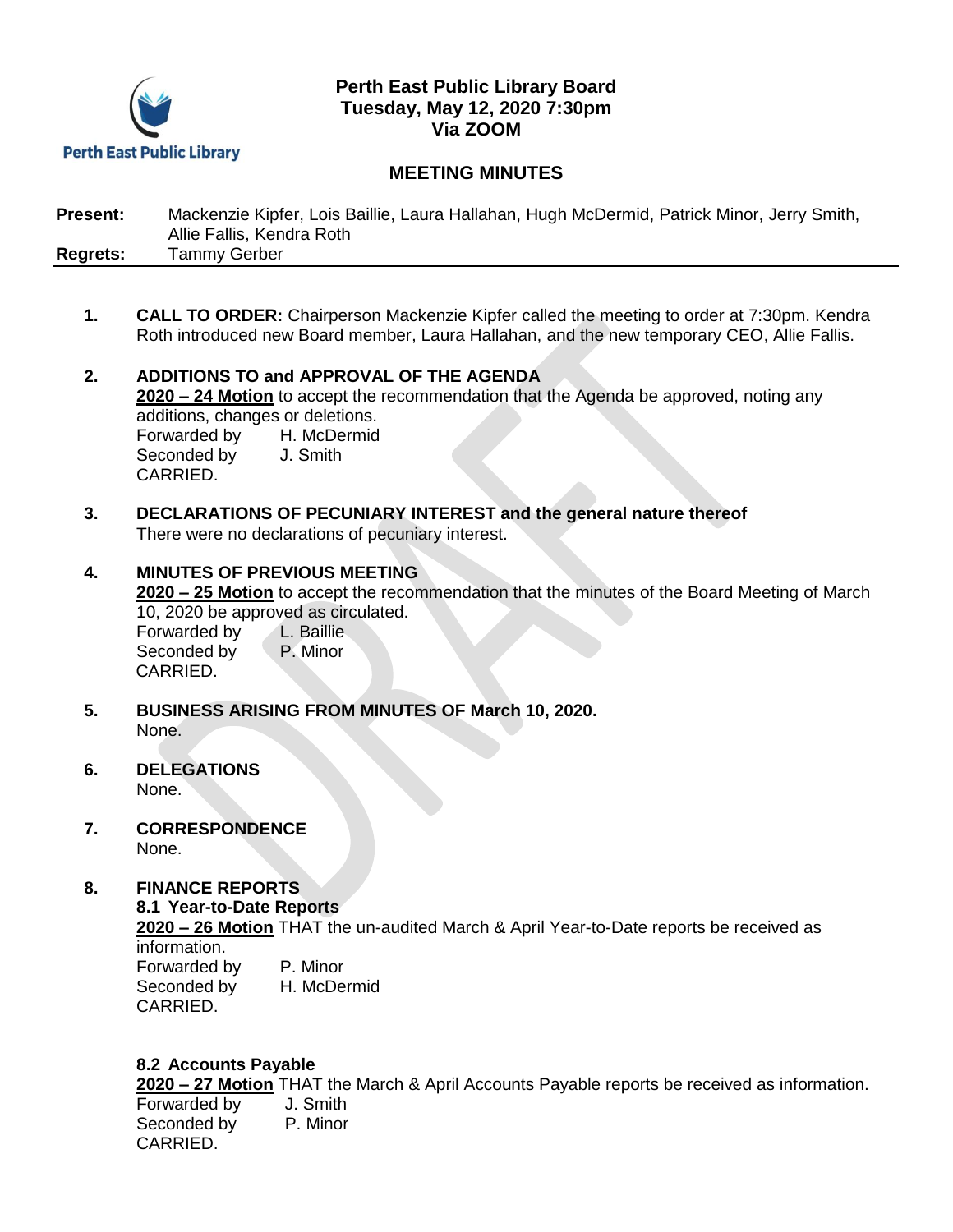Perth East Public Library

# Perth East Public Library Board
**Tuesday, May 12, 2020 7:30pm**
**Via ZOOM**

## MEETING MINUTES

**Present:** Mackenzie Kipfer, Lois Baillie, Laura Hallahan, Hugh McDermid, Patrick Minor, Jerry Smith, Allie Fallis, Kendra Roth
**Regrets:** Tammy Gerber

1. **CALL TO ORDER:** Chairperson Mackenzie Kipfer called the meeting to order at 7:30pm. Kendra Roth introduced new Board member, Laura Hallahan, and the new temporary CEO, Allie Fallis.

2. **ADDITIONS TO and APPROVAL OF THE AGENDA**
   **2020 – 24 Motion** to accept the recommendation that the Agenda be approved, noting any additions, changes or deletions.
   Forwarded by H. McDermid
   Seconded by J. Smith
   CARRIED.

3. **DECLARATIONS OF PECUNIARY INTEREST and the general nature thereof**
   There were no declarations of pecuniary interest.

4. **MINUTES OF PREVIOUS MEETING**
   **2020 – 25 Motion** to accept the recommendation that the minutes of the Board Meeting of March 10, 2020 be approved as circulated.
   Forwarded by L. Baillie
   Seconded by P. Minor
   CARRIED.

5. **BUSINESS ARISING FROM MINUTES OF March 10, 2020.**
   None.

6. **DELEGATIONS**
   None.

7. **CORRESPONDENCE**
   None.

8. **FINANCE REPORTS**
   **8.1 Year-to-Date Reports**
   **2020 – 26 Motion** THAT the un-audited March & April Year-to-Date reports be received as information.
   Forwarded by P. Minor
   Seconded by H. McDermid
   CARRIED.

   **8.2 Accounts Payable**
   **2020 – 27 Motion** THAT the March & April Accounts Payable reports be received as information.
   Forwarded by J. Smith
   Seconded by P. Minor
   CARRIED.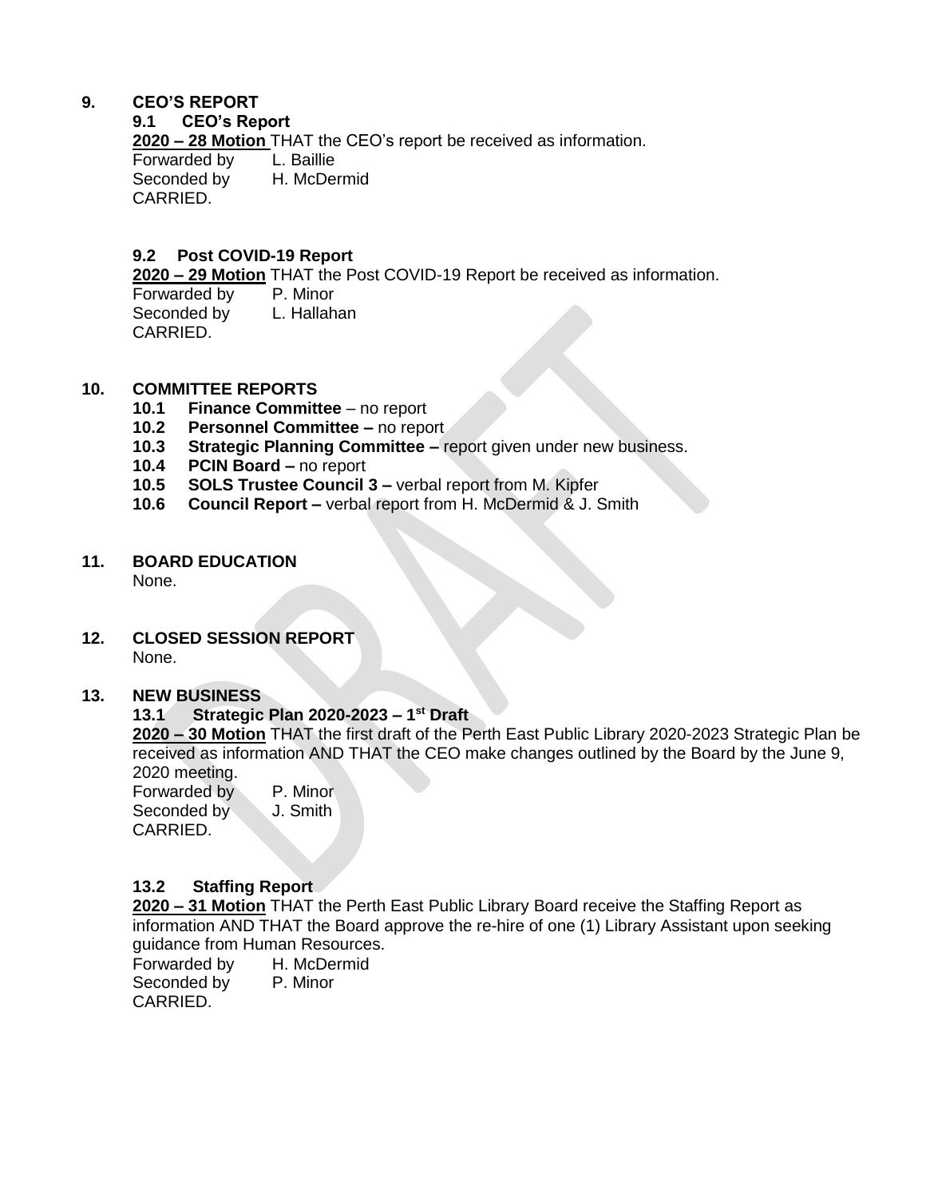## 9. CEO'S REPORT

### 9.1 CEO's Report

**2020 – 28 Motion** THAT the CEO's report be received as information.
Forwarded by L. Baillie
Seconded by H. McDermid
CARRIED.

### 9.2 Post COVID-19 Report

**2020 – 29 Motion** THAT the Post COVID-19 Report be received as information.
Forwarded by P. Minor
Seconded by L. Hallahan
CARRIED.

## 10. COMMITTEE REPORTS

- **10.1 Finance Committee** – no report
- **10.2 Personnel Committee –** no report
- **10.3 Strategic Planning Committee –** report given under new business.
- **10.4 PCIN Board –** no report
- **10.5 SOLS Trustee Council 3 –** verbal report from M. Kipfer
- **10.6 Council Report –** verbal report from H. McDermid & J. Smith

## 11. BOARD EDUCATION

None.

## 12. CLOSED SESSION REPORT

None.

## 13. NEW BUSINESS

### 13.1 Strategic Plan 2020-2023 – 1st Draft

**2020 – 30 Motion** THAT the first draft of the Perth East Public Library 2020-2023 Strategic Plan be received as information AND THAT the CEO make changes outlined by the Board by the June 9, 2020 meeting.
Forwarded by P. Minor
Seconded by J. Smith
CARRIED.

### 13.2 Staffing Report

**2020 – 31 Motion** THAT the Perth East Public Library Board receive the Staffing Report as information AND THAT the Board approve the re-hire of one (1) Library Assistant upon seeking guidance from Human Resources.
Forwarded by H. McDermid
Seconded by P. Minor
CARRIED.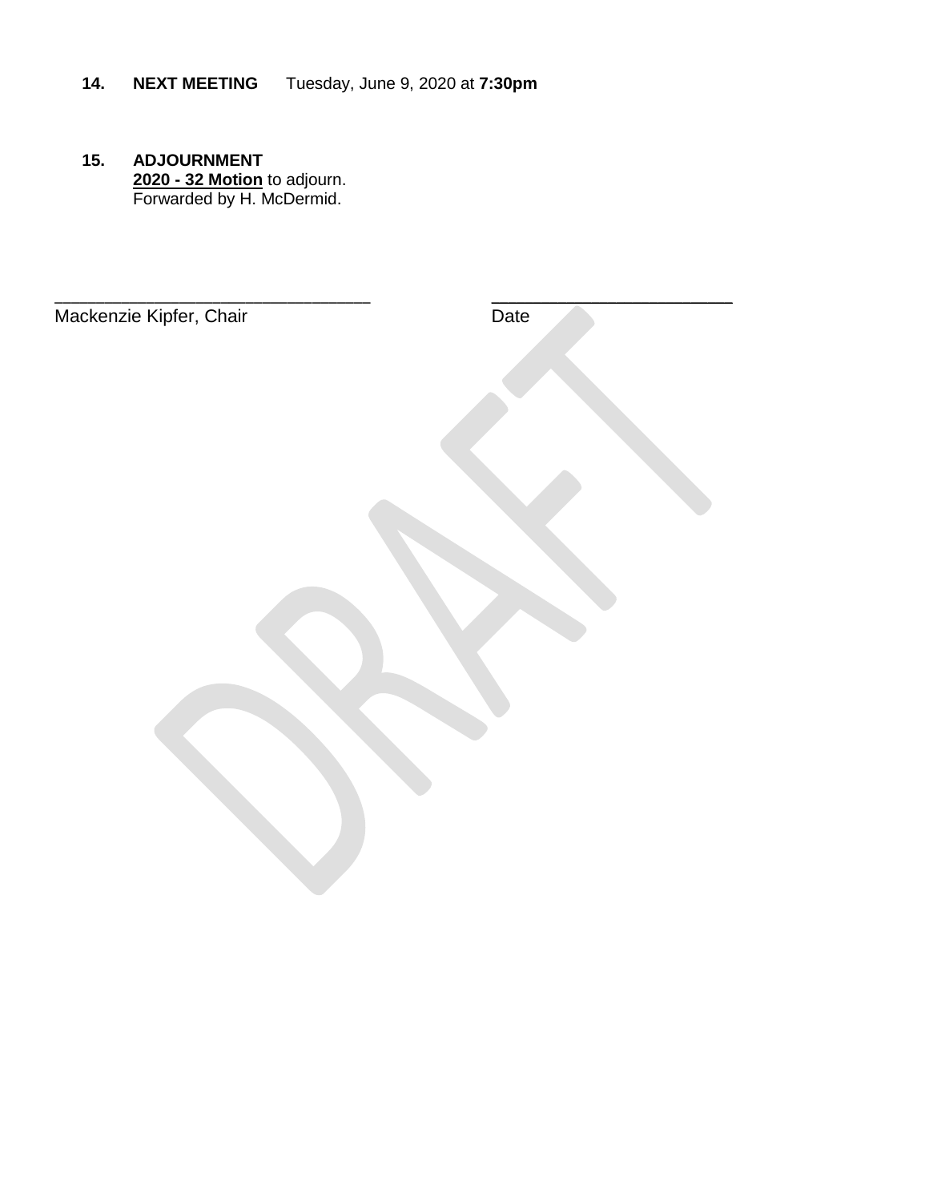**14. NEXT MEETING** Tuesday, June 9, 2020 at **7:30pm**

**15. ADJOURNMENT**
**2020 - 32 Motion** to adjourn.
Forwarded by H. McDermid.

\_\_\_\_\_\_\_\_\_\_\_\_\_\_\_\_\_\_\_\_\_\_\_\_\_\_\_\_\_\_\_\_\_\_\_
Mackenzie Kipfer, Chair

\_\_\_\_\_\_\_\_\_\_\_\_\_\_\_\_\_\_\_\_\_\_\_\_\_\_\_
Date

DRAFT